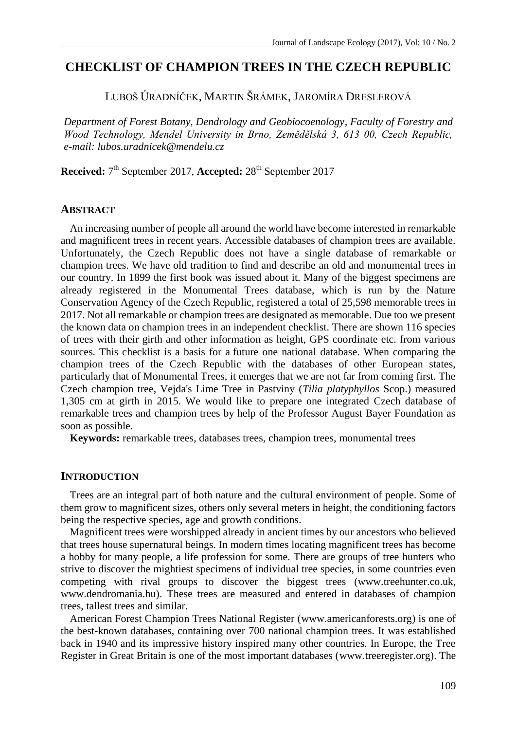# CHECKLIST OF CHAMPION TREES IN THE CZECH REPUBLIC

LUBOŠ ÚRADNÍČEK, MARTIN ŠRÁMEK, JAROMÍRA DRESLEROVÁ

*Department of Forest Botany, Dendrology and Geobiocoenology, Faculty of Forestry and Wood Technology, Mendel University in Brno, Zemědělská 3, 613 00, Czech Republic, e-mail: lubos.uradnicek@mendelu.cz*

**Received:** 7th September 2017, **Accepted:** 28th September 2017

## ABSTRACT

An increasing number of people all around the world have become interested in remarkable and magnificent trees in recent years. Accessible databases of champion trees are available. Unfortunately, the Czech Republic does not have a single database of remarkable or champion trees. We have old tradition to find and describe an old and monumental trees in our country. In 1899 the first book was issued about it. Many of the biggest specimens are already registered in the Monumental Trees database, which is run by the Nature Conservation Agency of the Czech Republic, registered a total of 25,598 memorable trees in 2017. Not all remarkable or champion trees are designated as memorable. Due too we present the known data on champion trees in an independent checklist. There are shown 116 species of trees with their girth and other information as height, GPS coordinate etc. from various sources. This checklist is a basis for a future one national database. When comparing the champion trees of the Czech Republic with the databases of other European states, particularly that of Monumental Trees, it emerges that we are not far from coming first. The Czech champion tree, Vejda's Lime Tree in Pastviny (*Tilia platyphyllos* Scop.) measured 1,305 cm at girth in 2015. We would like to prepare one integrated Czech database of remarkable trees and champion trees by help of the Professor August Bayer Foundation as soon as possible.

**Keywords:** remarkable trees, databases trees, champion trees, monumental trees

## INTRODUCTION

Trees are an integral part of both nature and the cultural environment of people. Some of them grow to magnificent sizes, others only several meters in height, the conditioning factors being the respective species, age and growth conditions.

Magnificent trees were worshipped already in ancient times by our ancestors who believed that trees house supernatural beings. In modern times locating magnificent trees has become a hobby for many people, a life profession for some. There are groups of tree hunters who strive to discover the mightiest specimens of individual tree species, in some countries even competing with rival groups to discover the biggest trees (www.treehunter.co.uk, www.dendromania.hu). These trees are measured and entered in databases of champion trees, tallest trees and similar.

American Forest Champion Trees National Register (www.americanforests.org) is one of the best-known databases, containing over 700 national champion trees. It was established back in 1940 and its impressive history inspired many other countries. In Europe, the Tree Register in Great Britain is one of the most important databases (www.treeregister.org). The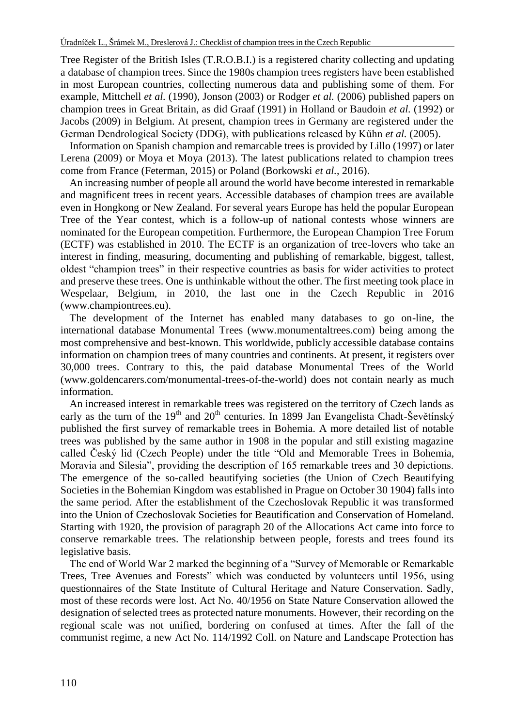Tree Register of the British Isles (T.R.O.B.I.) is a registered charity collecting and updating a database of champion trees. Since the 1980s champion trees registers have been established in most European countries, collecting numerous data and publishing some of them. For example, Mittchell *et al.* (1990), Jonson (2003) or Rodger *et al.* (2006) published papers on champion trees in Great Britain, as did Graaf (1991) in Holland or Baudoin *et al.* (1992) or Jacobs (2009) in Belgium. At present, champion trees in Germany are registered under the German Dendrological Society (DDG), with publications released by Kűhn *et al.* (2005).

Information on Spanish champion and remarcable trees is provided by Lillo (1997) or later Lerena (2009) or Moya et Moya (2013). The latest publications related to champion trees come from France (Feterman, 2015) or Poland (Borkowski *et al.*, 2016).

An increasing number of people all around the world have become interested in remarkable and magnificent trees in recent years. Accessible databases of champion trees are available even in Hongkong or New Zealand. For several years Europe has held the popular European Tree of the Year contest, which is a follow-up of national contests whose winners are nominated for the European competition. Furthermore, the European Champion Tree Forum (ECTF) was established in 2010. The ECTF is an organization of tree-lovers who take an interest in finding, measuring, documenting and publishing of remarkable, biggest, tallest, oldest "champion trees" in their respective countries as basis for wider activities to protect and preserve these trees. One is unthinkable without the other. The first meeting took place in Wespelaar, Belgium, in 2010, the last one in the Czech Republic in 2016 (www.championtrees.eu).

The development of the Internet has enabled many databases to go on-line, the international database Monumental Trees (www.monumentaltrees.com) being among the most comprehensive and best-known. This worldwide, publicly accessible database contains information on champion trees of many countries and continents. At present, it registers over 30,000 trees. Contrary to this, the paid database Monumental Trees of the World (www.goldencarers.com/monumental-trees-of-the-world) does not contain nearly as much information.

An increased interest in remarkable trees was registered on the territory of Czech lands as early as the turn of the 19th and 20th centuries. In 1899 Jan Evangelista Chadt-Ševětínský published the first survey of remarkable trees in Bohemia. A more detailed list of notable trees was published by the same author in 1908 in the popular and still existing magazine called Český lid (Czech People) under the title "Old and Memorable Trees in Bohemia, Moravia and Silesia", providing the description of 165 remarkable trees and 30 depictions. The emergence of the so-called beautifying societies (the Union of Czech Beautifying Societies in the Bohemian Kingdom was established in Prague on October 30 1904) falls into the same period. After the establishment of the Czechoslovak Republic it was transformed into the Union of Czechoslovak Societies for Beautification and Conservation of Homeland. Starting with 1920, the provision of paragraph 20 of the Allocations Act came into force to conserve remarkable trees. The relationship between people, forests and trees found its legislative basis.

The end of World War 2 marked the beginning of a "Survey of Memorable or Remarkable Trees, Tree Avenues and Forests" which was conducted by volunteers until 1956, using questionnaires of the State Institute of Cultural Heritage and Nature Conservation. Sadly, most of these records were lost. Act No. 40/1956 on State Nature Conservation allowed the designation of selected trees as protected nature monuments. However, their recording on the regional scale was not unified, bordering on confused at times. After the fall of the communist regime, a new Act No. 114/1992 Coll. on Nature and Landscape Protection has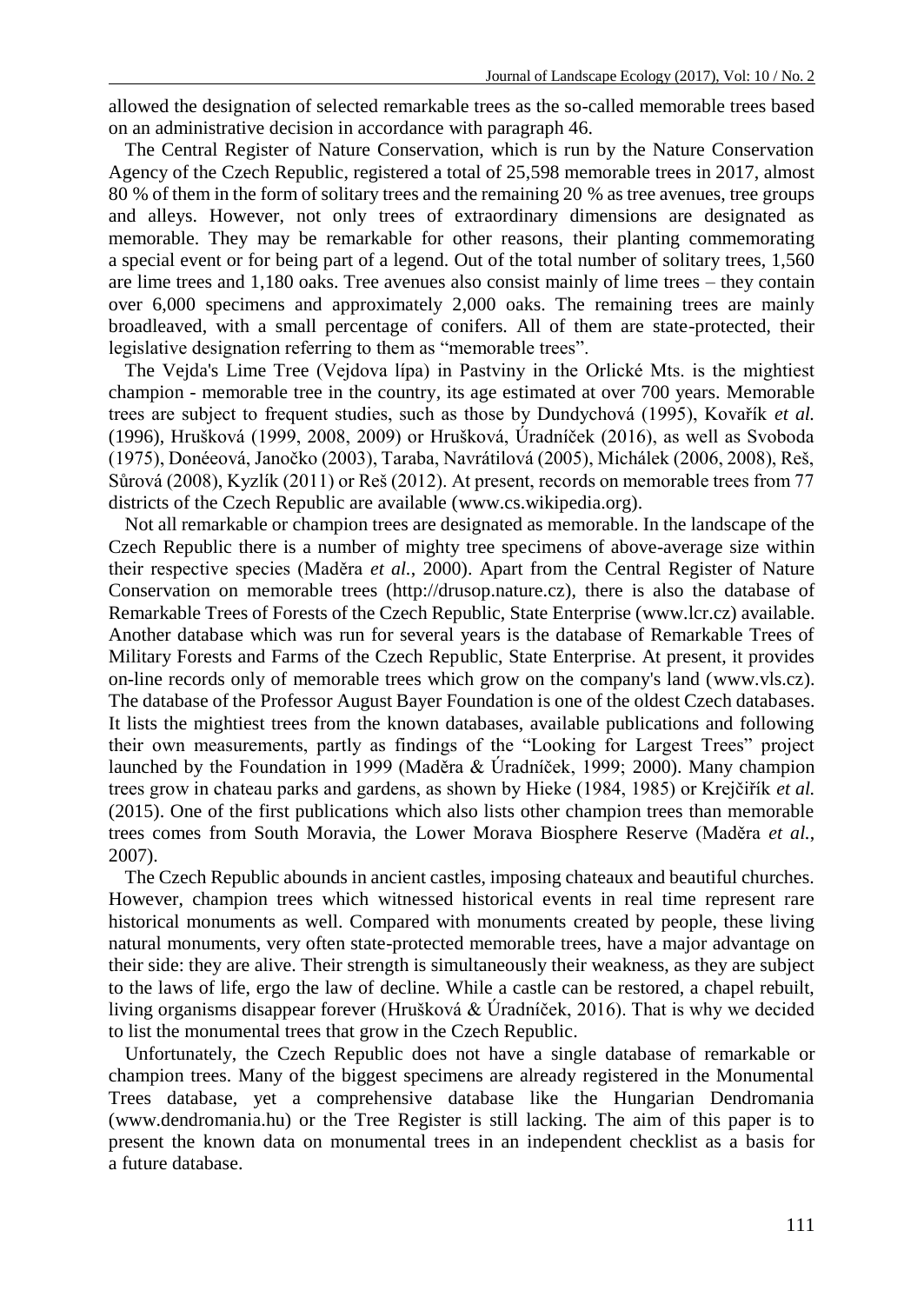allowed the designation of selected remarkable trees as the so-called memorable trees based on an administrative decision in accordance with paragraph 46.

The Central Register of Nature Conservation, which is run by the Nature Conservation Agency of the Czech Republic, registered a total of 25,598 memorable trees in 2017, almost 80 % of them in the form of solitary trees and the remaining 20 % as tree avenues, tree groups and alleys. However, not only trees of extraordinary dimensions are designated as memorable. They may be remarkable for other reasons, their planting commemorating a special event or for being part of a legend. Out of the total number of solitary trees, 1,560 are lime trees and 1,180 oaks. Tree avenues also consist mainly of lime trees – they contain over 6,000 specimens and approximately 2,000 oaks. The remaining trees are mainly broadleaved, with a small percentage of conifers. All of them are state-protected, their legislative designation referring to them as "memorable trees".

The Vejda's Lime Tree (Vejdova lípa) in Pastviny in the Orlické Mts. is the mightiest champion - memorable tree in the country, its age estimated at over 700 years. Memorable trees are subject to frequent studies, such as those by Dundychová (1995), Kovařík *et al.* (1996), Hrušková (1999, 2008, 2009) or Hrušková, Úradníček (2016), as well as Svoboda (1975), Donéeová, Janočko (2003), Taraba, Navrátilová (2005), Michálek (2006, 2008), Reš, Sůrová (2008), Kyzlík (2011) or Reš (2012). At present, records on memorable trees from 77 districts of the Czech Republic are available (www.cs.wikipedia.org).

Not all remarkable or champion trees are designated as memorable. In the landscape of the Czech Republic there is a number of mighty tree specimens of above-average size within their respective species (Maděra *et al.*, 2000). Apart from the Central Register of Nature Conservation on memorable trees (http://drusop.nature.cz), there is also the database of Remarkable Trees of Forests of the Czech Republic, State Enterprise (www.lcr.cz) available. Another database which was run for several years is the database of Remarkable Trees of Military Forests and Farms of the Czech Republic, State Enterprise. At present, it provides on-line records only of memorable trees which grow on the company's land (www.vls.cz). The database of the Professor August Bayer Foundation is one of the oldest Czech databases. It lists the mightiest trees from the known databases, available publications and following their own measurements, partly as findings of the "Looking for Largest Trees" project launched by the Foundation in 1999 (Maděra & Úradníček, 1999; 2000). Many champion trees grow in chateau parks and gardens, as shown by Hieke (1984, 1985) or Krejčiřík *et al.* (2015). One of the first publications which also lists other champion trees than memorable trees comes from South Moravia, the Lower Morava Biosphere Reserve (Maděra *et al.*, 2007).

The Czech Republic abounds in ancient castles, imposing chateaux and beautiful churches. However, champion trees which witnessed historical events in real time represent rare historical monuments as well. Compared with monuments created by people, these living natural monuments, very often state-protected memorable trees, have a major advantage on their side: they are alive. Their strength is simultaneously their weakness, as they are subject to the laws of life, ergo the law of decline. While a castle can be restored, a chapel rebuilt, living organisms disappear forever (Hrušková & Úradníček, 2016). That is why we decided to list the monumental trees that grow in the Czech Republic.

Unfortunately, the Czech Republic does not have a single database of remarkable or champion trees. Many of the biggest specimens are already registered in the Monumental Trees database, yet a comprehensive database like the Hungarian Dendromania (www.dendromania.hu) or the Tree Register is still lacking. The aim of this paper is to present the known data on monumental trees in an independent checklist as a basis for a future database.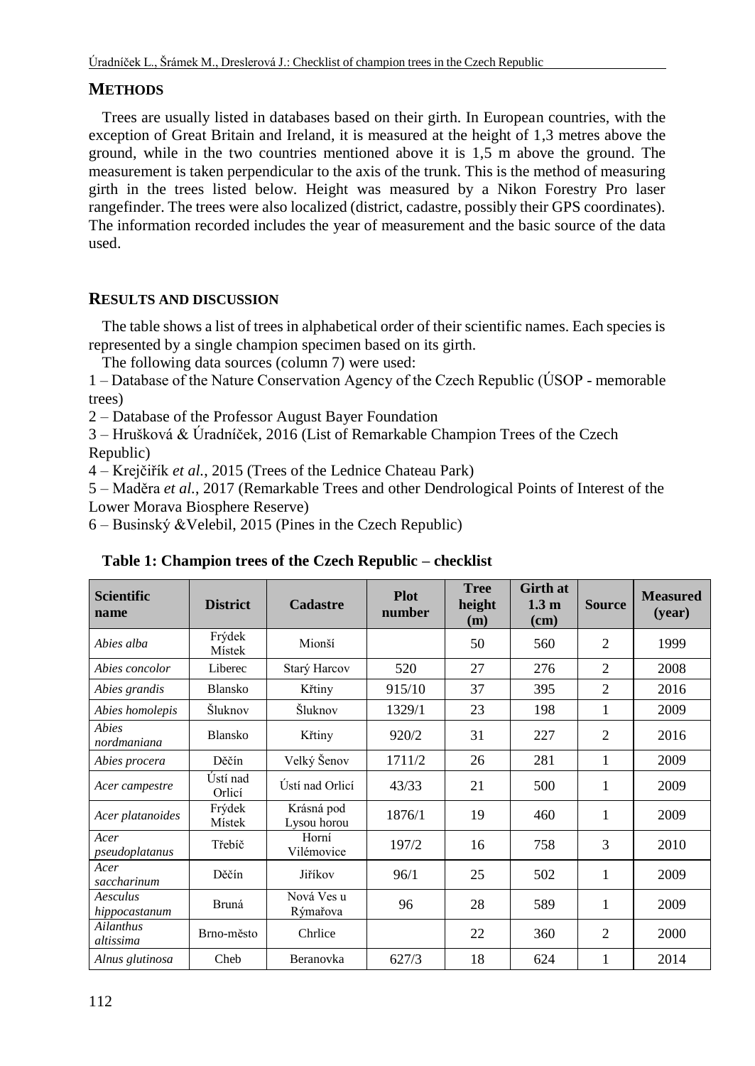## METHODS

Trees are usually listed in databases based on their girth. In European countries, with the exception of Great Britain and Ireland, it is measured at the height of 1,3 metres above the ground, while in the two countries mentioned above it is 1,5 m above the ground. The measurement is taken perpendicular to the axis of the trunk. This is the method of measuring girth in the trees listed below. Height was measured by a Nikon Forestry Pro laser rangefinder. The trees were also localized (district, cadastre, possibly their GPS coordinates). The information recorded includes the year of measurement and the basic source of the data used.

## RESULTS AND DISCUSSION

The table shows a list of trees in alphabetical order of their scientific names. Each species is represented by a single champion specimen based on its girth.

The following data sources (column 7) were used:

1 – Database of the Nature Conservation Agency of the Czech Republic (ÚSOP - memorable trees)

2 – Database of the Professor August Bayer Foundation

3 – Hrušková & Úradníček, 2016 (List of Remarkable Champion Trees of the Czech Republic)

4 – Krejčiřík *et al.*, 2015 (Trees of the Lednice Chateau Park)

5 – Maděra *et al.*, 2017 (Remarkable Trees and other Dendrological Points of Interest of the Lower Morava Biosphere Reserve)

6 – Businský &Velebil, 2015 (Pines in the Czech Republic)

**Table 1: Champion trees of the Czech Republic – checklist**

| Scientific name | District | Cadastre | Plot number | Tree height (m) | Girth at 1.3 m (cm) | Source | Measured (year) |
|---|---|---|---|---|---|---|---|
| *Abies alba* | Frýdek Místek | Mionší | | 50 | 560 | 2 | 1999 |
| *Abies concolor* | Liberec | Starý Harcov | 520 | 27 | 276 | 2 | 2008 |
| *Abies grandis* | Blansko | Křtiny | 915/10 | 37 | 395 | 2 | 2016 |
| *Abies homolepis* | Šluknov | Šluknov | 1329/1 | 23 | 198 | 1 | 2009 |
| *Abies nordmaniana* | Blansko | Křtiny | 920/2 | 31 | 227 | 2 | 2016 |
| *Abies procera* | Děčín | Velký Šenov | 1711/2 | 26 | 281 | 1 | 2009 |
| *Acer campestre* | Ústí nad Orlicí | Ústí nad Orlicí | 43/33 | 21 | 500 | 1 | 2009 |
| *Acer platanoides* | Frýdek Místek | Krásná pod Lysou horou | 1876/1 | 19 | 460 | 1 | 2009 |
| *Acer pseudoplatanus* | Třebíč | Horní Vilémovice | 197/2 | 16 | 758 | 3 | 2010 |
| *Acer saccharinum* | Děčín | Jiříkov | 96/1 | 25 | 502 | 1 | 2009 |
| *Aesculus hippocastanum* | Bruná | Nová Ves u Rýmařova | 96 | 28 | 589 | 1 | 2009 |
| *Ailanthus altissima* | Brno-město | Chrlice | | 22 | 360 | 2 | 2000 |
| *Alnus glutinosa* | Cheb | Beranovka | 627/3 | 18 | 624 | 1 | 2014 |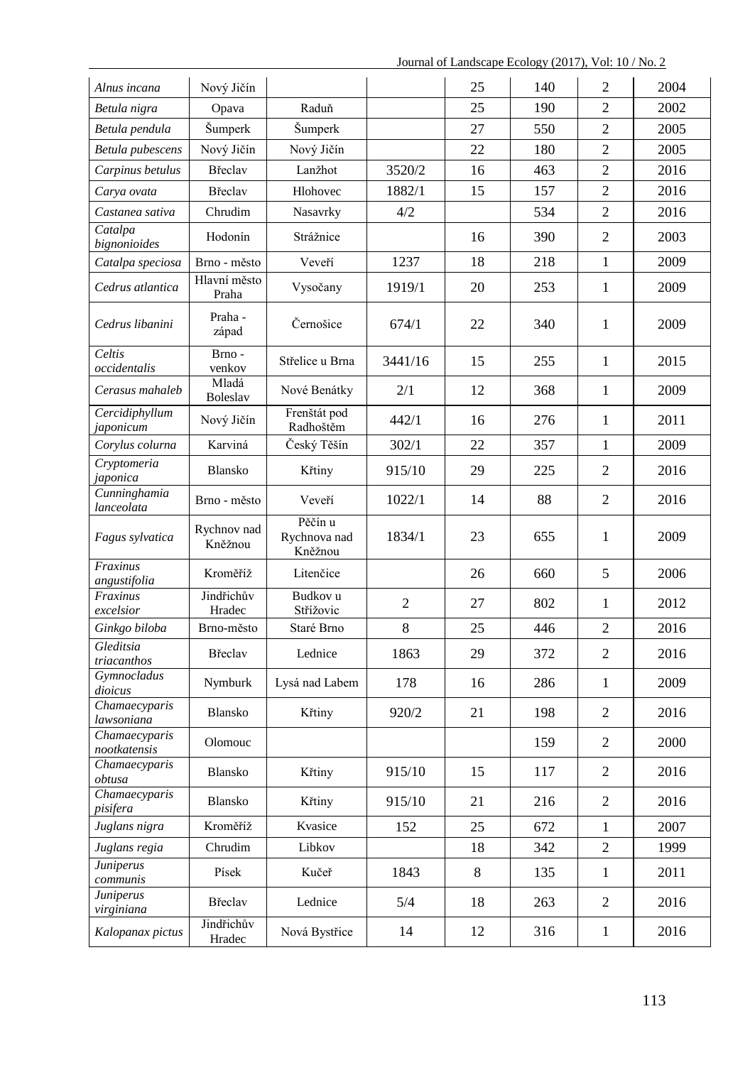| | | | | | | | |
|---|---|---|---|---|---|---|---|
| *Alnus incana* | Nový Jičín | | | 25 | 140 | 2 | 2004 |
| *Betula nigra* | Opava | Raduň | | 25 | 190 | 2 | 2002 |
| *Betula pendula* | Šumperk | Šumperk | | 27 | 550 | 2 | 2005 |
| *Betula pubescens* | Nový Jičín | Nový Jičín | | 22 | 180 | 2 | 2005 |
| *Carpinus betulus* | Břeclav | Lanžhot | 3520/2 | 16 | 463 | 2 | 2016 |
| *Carya ovata* | Břeclav | Hlohovec | 1882/1 | 15 | 157 | 2 | 2016 |
| *Castanea sativa* | Chrudim | Nasavrky | 4/2 | | 534 | 2 | 2016 |
| *Catalpa bignonioides* | Hodonín | Strážnice | | 16 | 390 | 2 | 2003 |
| *Catalpa speciosa* | Brno - město | Veveří | 1237 | 18 | 218 | 1 | 2009 |
| *Cedrus atlantica* | Hlavní město Praha | Vysočany | 1919/1 | 20 | 253 | 1 | 2009 |
| *Cedrus libanini* | Praha - západ | Černošice | 674/1 | 22 | 340 | 1 | 2009 |
| *Celtis occidentalis* | Brno - venkov | Střelice u Brna | 3441/16 | 15 | 255 | 1 | 2015 |
| *Cerasus mahaleb* | Mladá Boleslav | Nové Benátky | 2/1 | 12 | 368 | 1 | 2009 |
| *Cercidiphyllum japonicum* | Nový Jičín | Frenštát pod Radhoštěm | 442/1 | 16 | 276 | 1 | 2011 |
| *Corylus colurna* | Karviná | Český Těšín | 302/1 | 22 | 357 | 1 | 2009 |
| *Cryptomeria japonica* | Blansko | Křtiny | 915/10 | 29 | 225 | 2 | 2016 |
| *Cunninghamia lanceolata* | Brno - město | Veveří | 1022/1 | 14 | 88 | 2 | 2016 |
| *Fagus sylvatica* | Rychnov nad Kněžnou | Pěčín u Rychnova nad Kněžnou | 1834/1 | 23 | 655 | 1 | 2009 |
| *Fraxinus angustifolia* | Kroměříž | Litenčice | | 26 | 660 | 5 | 2006 |
| *Fraxinus excelsior* | Jindřichův Hradec | Budkov u Střížovic | 2 | 27 | 802 | 1 | 2012 |
| *Ginkgo biloba* | Brno-město | Staré Brno | 8 | 25 | 446 | 2 | 2016 |
| *Gleditsia triacanthos* | Břeclav | Lednice | 1863 | 29 | 372 | 2 | 2016 |
| *Gymnocladus dioicus* | Nymburk | Lysá nad Labem | 178 | 16 | 286 | 1 | 2009 |
| *Chamaecyparis lawsoniana* | Blansko | Křtiny | 920/2 | 21 | 198 | 2 | 2016 |
| *Chamaecyparis nootkatensis* | Olomouc | | | | 159 | 2 | 2000 |
| *Chamaecyparis obtusa* | Blansko | Křtiny | 915/10 | 15 | 117 | 2 | 2016 |
| *Chamaecyparis pisifera* | Blansko | Křtiny | 915/10 | 21 | 216 | 2 | 2016 |
| *Juglans nigra* | Kroměříž | Kvasice | 152 | 25 | 672 | 1 | 2007 |
| *Juglans regia* | Chrudim | Libkov | | 18 | 342 | 2 | 1999 |
| *Juniperus communis* | Písek | Kučeř | 1843 | 8 | 135 | 1 | 2011 |
| *Juniperus virginiana* | Břeclav | Lednice | 5/4 | 18 | 263 | 2 | 2016 |
| *Kalopanax pictus* | Jindřichův Hradec | Nová Bystřice | 14 | 12 | 316 | 1 | 2016 |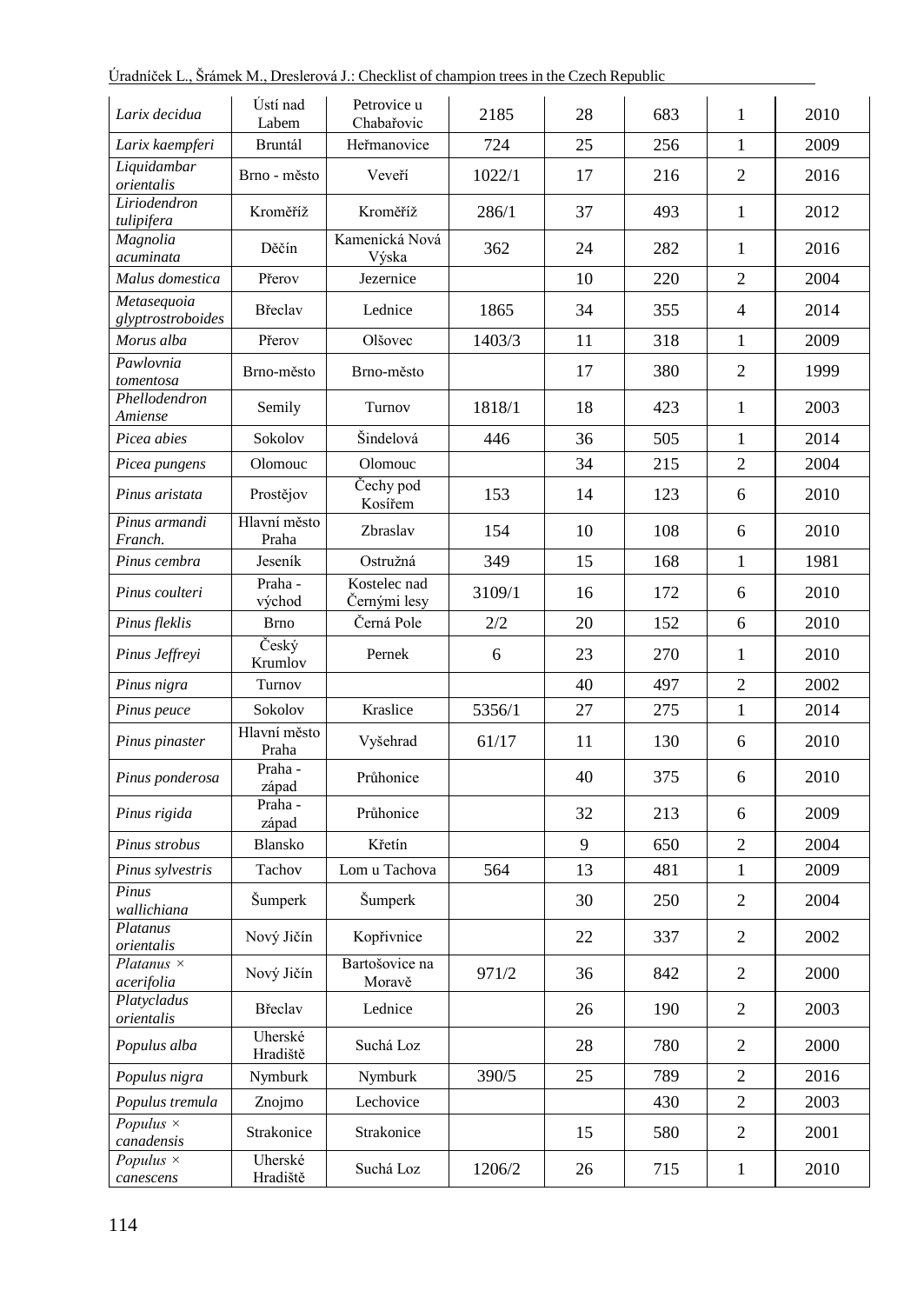| | | | | | | | |
|---|---|---|---|---|---|---|---|
| *Larix decidua* | Ústí nad Labem | Petrovice u Chabařovic | 2185 | 28 | 683 | 1 | 2010 |
| *Larix kaempferi* | Bruntál | Heřmanovice | 724 | 25 | 256 | 1 | 2009 |
| *Liquidambar orientalis* | Brno - město | Veveří | 1022/1 | 17 | 216 | 2 | 2016 |
| *Liriodendron tulipifera* | Kroměříž | Kroměříž | 286/1 | 37 | 493 | 1 | 2012 |
| *Magnolia acuminata* | Děčín | Kamenická Nová Výska | 362 | 24 | 282 | 1 | 2016 |
| *Malus domestica* | Přerov | Jezernice | | 10 | 220 | 2 | 2004 |
| *Metasequoia glyptrostroboides* | Břeclav | Lednice | 1865 | 34 | 355 | 4 | 2014 |
| *Morus alba* | Přerov | Olšovec | 1403/3 | 11 | 318 | 1 | 2009 |
| *Pawlownia tomentosa* | Brno-město | Brno-město | | 17 | 380 | 2 | 1999 |
| *Phellodendron Amiense* | Semily | Turnov | 1818/1 | 18 | 423 | 1 | 2003 |
| *Picea abies* | Sokolov | Šindelová | 446 | 36 | 505 | 1 | 2014 |
| *Picea pungens* | Olomouc | Olomouc | | 34 | 215 | 2 | 2004 |
| *Pinus aristata* | Prostějov | Čechy pod Kosířem | 153 | 14 | 123 | 6 | 2010 |
| *Pinus armandi Franch.* | Hlavní město Praha | Zbraslav | 154 | 10 | 108 | 6 | 2010 |
| *Pinus cembra* | Jeseník | Ostružná | 349 | 15 | 168 | 1 | 1981 |
| *Pinus coulteri* | Praha - východ | Kostelec nad Černými lesy | 3109/1 | 16 | 172 | 6 | 2010 |
| *Pinus fleklis* | Brno | Černá Pole | 2/2 | 20 | 152 | 6 | 2010 |
| *Pinus Jeffreyi* | Český Krumlov | Pernek | 6 | 23 | 270 | 1 | 2010 |
| *Pinus nigra* | Turnov | | | 40 | 497 | 2 | 2002 |
| *Pinus peuce* | Sokolov | Kraslice | 5356/1 | 27 | 275 | 1 | 2014 |
| *Pinus pinaster* | Hlavní město Praha | Vyšehrad | 61/17 | 11 | 130 | 6 | 2010 |
| *Pinus ponderosa* | Praha - západ | Průhonice | | 40 | 375 | 6 | 2010 |
| *Pinus rigida* | Praha - západ | Průhonice | | 32 | 213 | 6 | 2009 |
| *Pinus strobus* | Blansko | Křetín | | 9 | 650 | 2 | 2004 |
| *Pinus sylvestris* | Tachov | Lom u Tachova | 564 | 13 | 481 | 1 | 2009 |
| *Pinus wallichiana* | Šumperk | Šumperk | | 30 | 250 | 2 | 2004 |
| *Platanus orientalis* | Nový Jičín | Kopřivnice | | 22 | 337 | 2 | 2002 |
| *Platanus × acerifolia* | Nový Jičín | Bartošovice na Moravě | 971/2 | 36 | 842 | 2 | 2000 |
| *Platycladus orientalis* | Břeclav | Lednice | | 26 | 190 | 2 | 2003 |
| *Populus alba* | Uherské Hradiště | Suchá Loz | | 28 | 780 | 2 | 2000 |
| *Populus nigra* | Nymburk | Nymburk | 390/5 | 25 | 789 | 2 | 2016 |
| *Populus tremula* | Znojmo | Lechovice | | | 430 | 2 | 2003 |
| *Populus × canadensis* | Strakonice | Strakonice | | 15 | 580 | 2 | 2001 |
| *Populus × canescens* | Uherské Hradiště | Suchá Loz | 1206/2 | 26 | 715 | 1 | 2010 |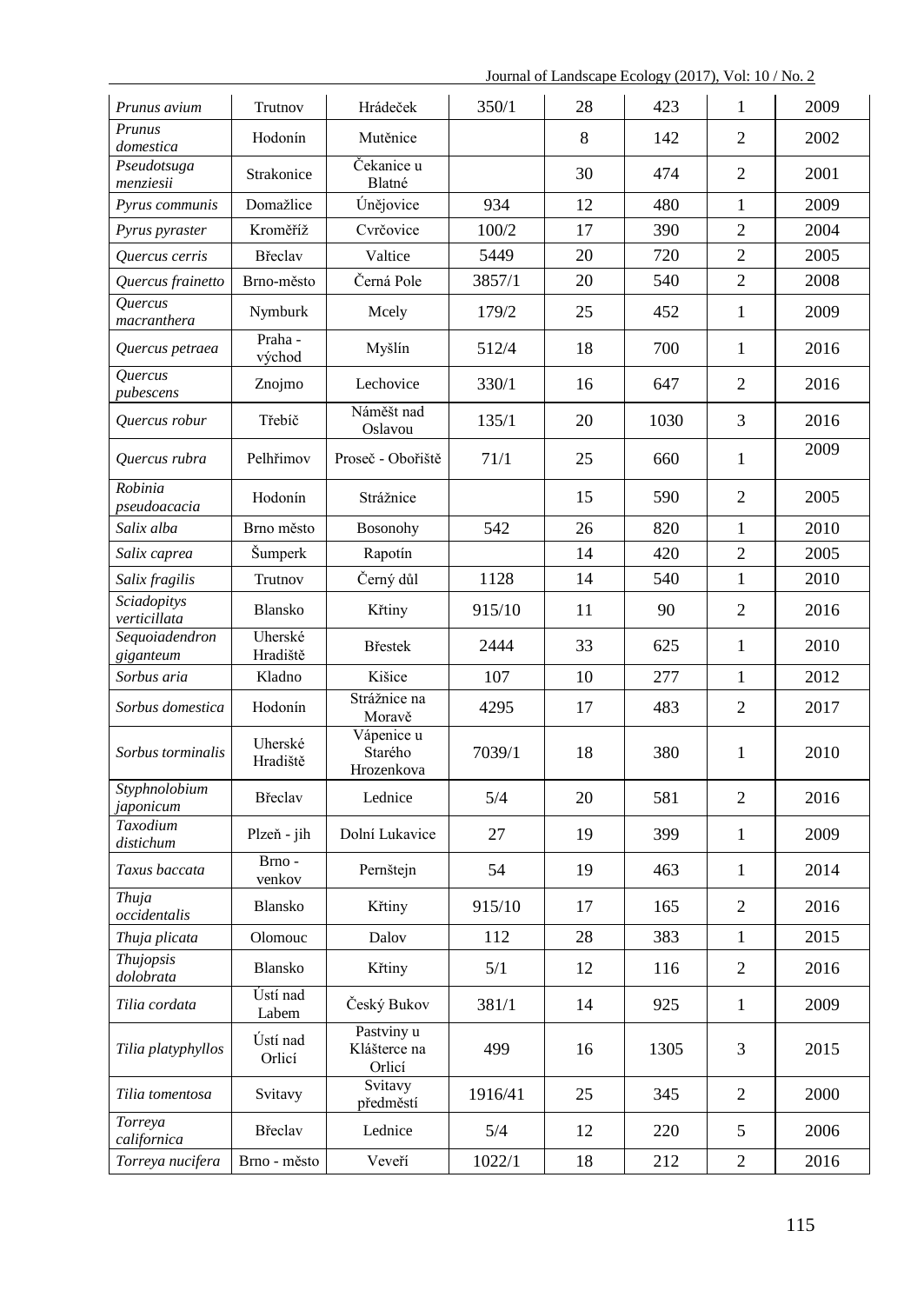| | | | | | | | |
|---|---|---|---|---|---|---|---|
| *Prunus avium* | Trutnov | Hrádeček | 350/1 | 28 | 423 | 1 | 2009 |
| *Prunus domestica* | Hodonín | Mutěnice | | 8 | 142 | 2 | 2002 |
| *Pseudotsuga menziesii* | Strakonice | Čekanice u Blatné | | 30 | 474 | 2 | 2001 |
| *Pyrus communis* | Domažlice | Únějovice | 934 | 12 | 480 | 1 | 2009 |
| *Pyrus pyraster* | Kroměříž | Cvrčovice | 100/2 | 17 | 390 | 2 | 2004 |
| *Quercus cerris* | Břeclav | Valtice | 5449 | 20 | 720 | 2 | 2005 |
| *Quercus frainetto* | Brno-město | Černá Pole | 3857/1 | 20 | 540 | 2 | 2008 |
| *Quercus macranthera* | Nymburk | Mcely | 179/2 | 25 | 452 | 1 | 2009 |
| *Quercus petraea* | Praha - východ | Myšlín | 512/4 | 18 | 700 | 1 | 2016 |
| *Quercus pubescens* | Znojmo | Lechovice | 330/1 | 16 | 647 | 2 | 2016 |
| *Quercus robur* | Třebíč | Náměšt nad Oslavou | 135/1 | 20 | 1030 | 3 | 2016 |
| *Quercus rubra* | Pelhřimov | Proseč - Obořiště | 71/1 | 25 | 660 | 1 | 2009 |
| *Robinia pseudoacacia* | Hodonín | Strážnice | | 15 | 590 | 2 | 2005 |
| *Salix alba* | Brno město | Bosonohy | 542 | 26 | 820 | 1 | 2010 |
| *Salix caprea* | Šumperk | Rapotín | | 14 | 420 | 2 | 2005 |
| *Salix fragilis* | Trutnov | Černý důl | 1128 | 14 | 540 | 1 | 2010 |
| *Sciadopitys verticillata* | Blansko | Křtiny | 915/10 | 11 | 90 | 2 | 2016 |
| *Sequoiadendron giganteum* | Uherské Hradiště | Břestek | 2444 | 33 | 625 | 1 | 2010 |
| *Sorbus aria* | Kladno | Kišice | 107 | 10 | 277 | 1 | 2012 |
| *Sorbus domestica* | Hodonín | Strážnice na Moravě | 4295 | 17 | 483 | 2 | 2017 |
| *Sorbus torminalis* | Uherské Hradiště | Vápenice u Starého Hrozenkova | 7039/1 | 18 | 380 | 1 | 2010 |
| *Styphnolobium japonicum* | Břeclav | Lednice | 5/4 | 20 | 581 | 2 | 2016 |
| *Taxodium distichum* | Plzeň - jih | Dolní Lukavice | 27 | 19 | 399 | 1 | 2009 |
| *Taxus baccata* | Brno - venkov | Pernštejn | 54 | 19 | 463 | 1 | 2014 |
| *Thuja occidentalis* | Blansko | Křtiny | 915/10 | 17 | 165 | 2 | 2016 |
| *Thuja plicata* | Olomouc | Dalov | 112 | 28 | 383 | 1 | 2015 |
| *Thujopsis dolobrata* | Blansko | Křtiny | 5/1 | 12 | 116 | 2 | 2016 |
| *Tilia cordata* | Ústí nad Labem | Český Bukov | 381/1 | 14 | 925 | 1 | 2009 |
| *Tilia platyphyllos* | Ústí nad Orlicí | Pastviny u Klášterce na Orlicí | 499 | 16 | 1305 | 3 | 2015 |
| *Tilia tomentosa* | Svitavy | Svitavy předměstí | 1916/41 | 25 | 345 | 2 | 2000 |
| *Torreya californica* | Břeclav | Lednice | 5/4 | 12 | 220 | 5 | 2006 |
| *Torreya nucifera* | Brno - město | Veveří | 1022/1 | 18 | 212 | 2 | 2016 |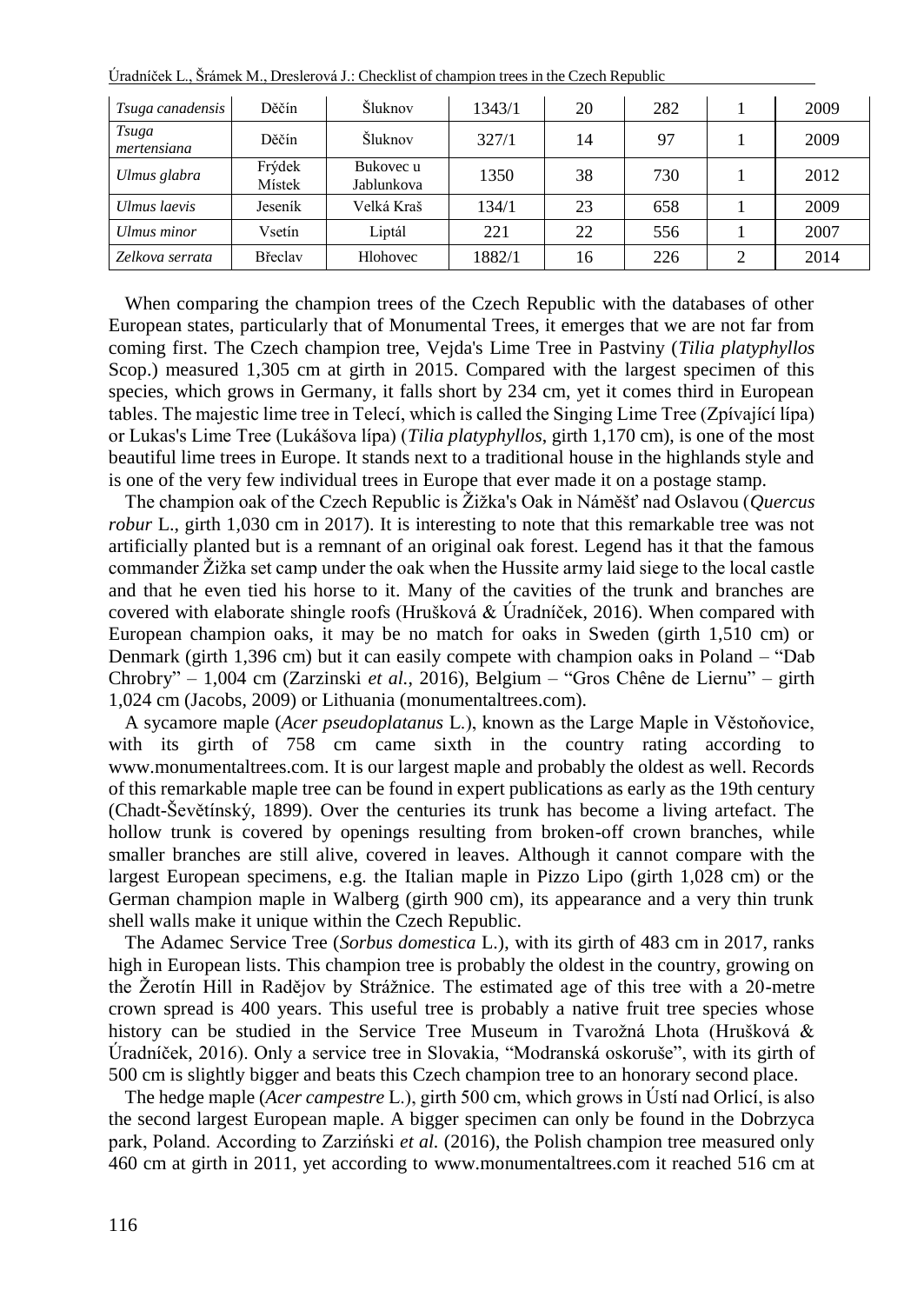| *Tsuga canadensis* | Děčín | Šluknov | 1343/1 | 20 | 282 | 1 | 2009 |
|---|---|---|---|---|---|---|---|
| *Tsuga mertensiana* | Děčín | Šluknov | 327/1 | 14 | 97 | 1 | 2009 |
| *Ulmus glabra* | Frýdek Místek | Bukovec u Jablunkova | 1350 | 38 | 730 | 1 | 2012 |
| *Ulmus laevis* | Jeseník | Velká Kraš | 134/1 | 23 | 658 | 1 | 2009 |
| *Ulmus minor* | Vsetín | Liptál | 221 | 22 | 556 | 1 | 2007 |
| *Zelkova serrata* | Břeclav | Hlohovec | 1882/1 | 16 | 226 | 2 | 2014 |

When comparing the champion trees of the Czech Republic with the databases of other European states, particularly that of Monumental Trees, it emerges that we are not far from coming first. The Czech champion tree, Vejda's Lime Tree in Pastviny (*Tilia platyphyllos* Scop.) measured 1,305 cm at girth in 2015. Compared with the largest specimen of this species, which grows in Germany, it falls short by 234 cm, yet it comes third in European tables. The majestic lime tree in Telecí, which is called the Singing Lime Tree (Zpívající lípa) or Lukas's Lime Tree (Lukášova lípa) (*Tilia platyphyllos*, girth 1,170 cm), is one of the most beautiful lime trees in Europe. It stands next to a traditional house in the highlands style and is one of the very few individual trees in Europe that ever made it on a postage stamp.

The champion oak of the Czech Republic is Žižka's Oak in Náměšť nad Oslavou (*Quercus robur* L., girth 1,030 cm in 2017). It is interesting to note that this remarkable tree was not artificially planted but is a remnant of an original oak forest. Legend has it that the famous commander Žižka set camp under the oak when the Hussite army laid siege to the local castle and that he even tied his horse to it. Many of the cavities of the trunk and branches are covered with elaborate shingle roofs (Hrušková & Úradníček, 2016). When compared with European champion oaks, it may be no match for oaks in Sweden (girth 1,510 cm) or Denmark (girth 1,396 cm) but it can easily compete with champion oaks in Poland – "Dab Chrobry" – 1,004 cm (Zarzinski *et al.*, 2016), Belgium – "Gros Chêne de Liernu" – girth 1,024 cm (Jacobs, 2009) or Lithuania (monumentaltrees.com).

A sycamore maple (*Acer pseudoplatanus* L.), known as the Large Maple in Věstoňovice, with its girth of 758 cm came sixth in the country rating according to www.monumentaltrees.com. It is our largest maple and probably the oldest as well. Records of this remarkable maple tree can be found in expert publications as early as the 19th century (Chadt-Ševětínský, 1899). Over the centuries its trunk has become a living artefact. The hollow trunk is covered by openings resulting from broken-off crown branches, while smaller branches are still alive, covered in leaves. Although it cannot compare with the largest European specimens, e.g. the Italian maple in Pizzo Lipo (girth 1,028 cm) or the German champion maple in Walberg (girth 900 cm), its appearance and a very thin trunk shell walls make it unique within the Czech Republic.

The Adamec Service Tree (*Sorbus domestica* L.), with its girth of 483 cm in 2017, ranks high in European lists. This champion tree is probably the oldest in the country, growing on the Žerotín Hill in Radějov by Strážnice. The estimated age of this tree with a 20-metre crown spread is 400 years. This useful tree is probably a native fruit tree species whose history can be studied in the Service Tree Museum in Tvarožná Lhota (Hrušková & Úradníček, 2016). Only a service tree in Slovakia, "Modranská oskoruše", with its girth of 500 cm is slightly bigger and beats this Czech champion tree to an honorary second place.

The hedge maple (*Acer campestre* L.), girth 500 cm, which grows in Ústí nad Orlicí, is also the second largest European maple. A bigger specimen can only be found in the Dobrzyca park, Poland. According to Zarziński *et al.* (2016), the Polish champion tree measured only 460 cm at girth in 2011, yet according to www.monumentaltrees.com it reached 516 cm at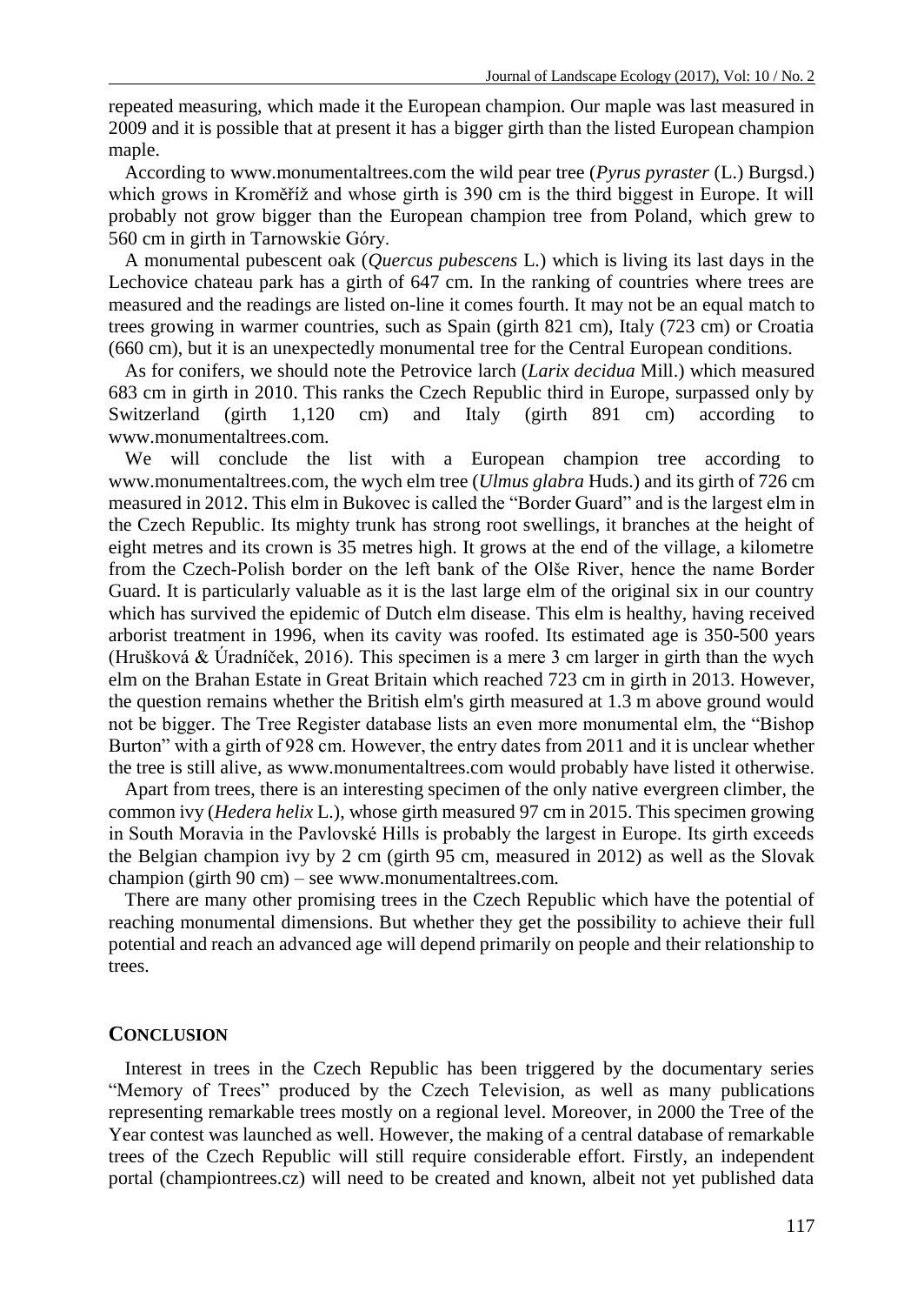repeated measuring, which made it the European champion. Our maple was last measured in 2009 and it is possible that at present it has a bigger girth than the listed European champion maple.

According to www.monumentaltrees.com the wild pear tree (*Pyrus pyraster* (L.) Burgsd.) which grows in Kroměříž and whose girth is 390 cm is the third biggest in Europe. It will probably not grow bigger than the European champion tree from Poland, which grew to 560 cm in girth in Tarnowskie Góry.

A monumental pubescent oak (*Quercus pubescens* L.) which is living its last days in the Lechovice chateau park has a girth of 647 cm. In the ranking of countries where trees are measured and the readings are listed on-line it comes fourth. It may not be an equal match to trees growing in warmer countries, such as Spain (girth 821 cm), Italy (723 cm) or Croatia (660 cm), but it is an unexpectedly monumental tree for the Central European conditions.

As for conifers, we should note the Petrovice larch (*Larix decidua* Mill.) which measured 683 cm in girth in 2010. This ranks the Czech Republic third in Europe, surpassed only by Switzerland (girth 1,120 cm) and Italy (girth 891 cm) according to www.monumentaltrees.com.

We will conclude the list with a European champion tree according to www.monumentaltrees.com, the wych elm tree (*Ulmus glabra* Huds.) and its girth of 726 cm measured in 2012. This elm in Bukovec is called the "Border Guard" and is the largest elm in the Czech Republic. Its mighty trunk has strong root swellings, it branches at the height of eight metres and its crown is 35 metres high. It grows at the end of the village, a kilometre from the Czech-Polish border on the left bank of the Olše River, hence the name Border Guard. It is particularly valuable as it is the last large elm of the original six in our country which has survived the epidemic of Dutch elm disease. This elm is healthy, having received arborist treatment in 1996, when its cavity was roofed. Its estimated age is 350-500 years (Hrušková & Úradníček, 2016). This specimen is a mere 3 cm larger in girth than the wych elm on the Brahan Estate in Great Britain which reached 723 cm in girth in 2013. However, the question remains whether the British elm's girth measured at 1.3 m above ground would not be bigger. The Tree Register database lists an even more monumental elm, the "Bishop Burton" with a girth of 928 cm. However, the entry dates from 2011 and it is unclear whether the tree is still alive, as www.monumentaltrees.com would probably have listed it otherwise.

Apart from trees, there is an interesting specimen of the only native evergreen climber, the common ivy (*Hedera helix* L.), whose girth measured 97 cm in 2015. This specimen growing in South Moravia in the Pavlovské Hills is probably the largest in Europe. Its girth exceeds the Belgian champion ivy by 2 cm (girth 95 cm, measured in 2012) as well as the Slovak champion (girth 90 cm) – see www.monumentaltrees.com.

There are many other promising trees in the Czech Republic which have the potential of reaching monumental dimensions. But whether they get the possibility to achieve their full potential and reach an advanced age will depend primarily on people and their relationship to trees.

## CONCLUSION

Interest in trees in the Czech Republic has been triggered by the documentary series "Memory of Trees" produced by the Czech Television, as well as many publications representing remarkable trees mostly on a regional level. Moreover, in 2000 the Tree of the Year contest was launched as well. However, the making of a central database of remarkable trees of the Czech Republic will still require considerable effort. Firstly, an independent portal (championtrees.cz) will need to be created and known, albeit not yet published data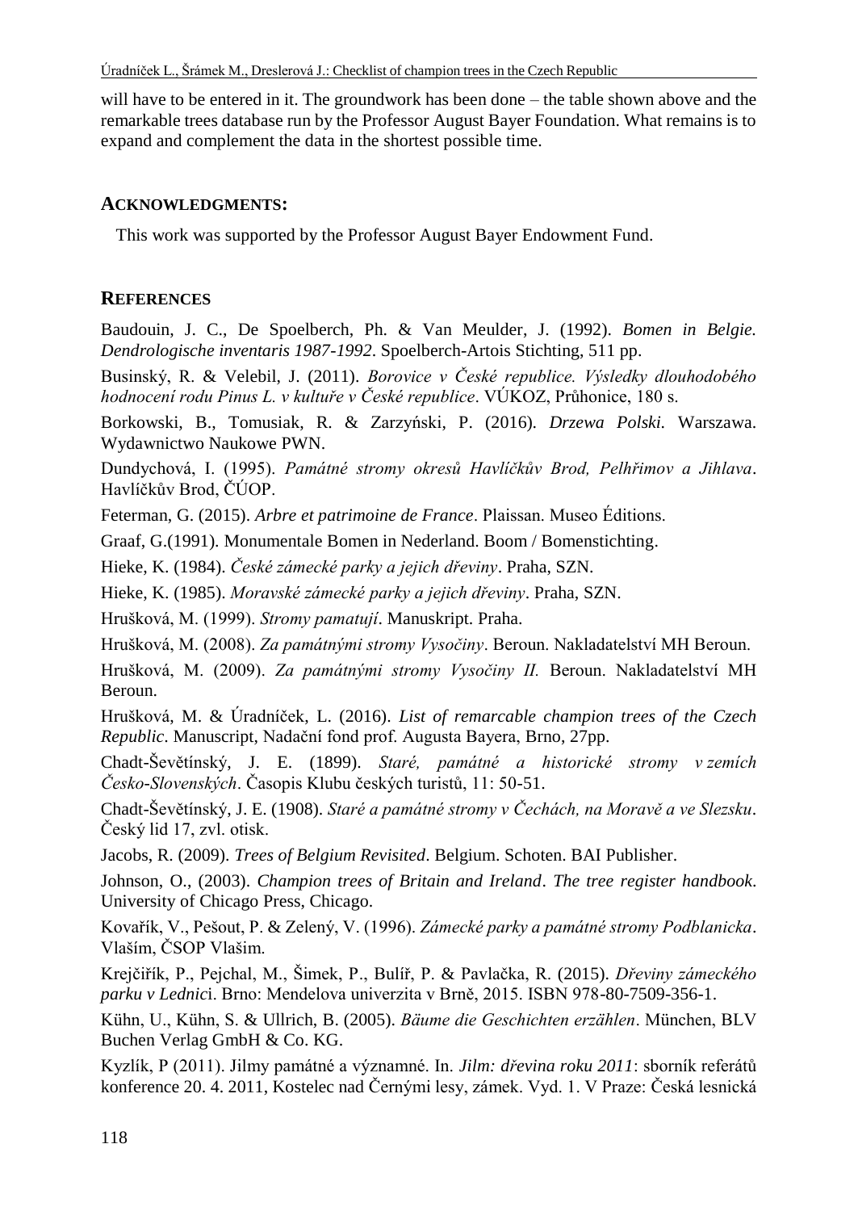will have to be entered in it. The groundwork has been done – the table shown above and the remarkable trees database run by the Professor August Bayer Foundation. What remains is to expand and complement the data in the shortest possible time.

## ACKNOWLEDGMENTS:

This work was supported by the Professor August Bayer Endowment Fund.

## REFERENCES

Baudouin, J. C., De Spoelberch, Ph. & Van Meulder, J. (1992). *Bomen in Belgie. Dendrologische inventaris 1987-1992*. Spoelberch-Artois Stichting, 511 pp.

Businský, R. & Velebil, J. (2011). *Borovice v České republice. Výsledky dlouhodobého hodnocení rodu Pinus L. v kultuře v České republice*. VÚKOZ, Průhonice, 180 s.

Borkowski, B., Tomusiak, R. & Zarzyński, P. (2016). *Drzewa Polski*. Warszawa. Wydawnictwo Naukowe PWN.

Dundychová, I. (1995). *Památné stromy okresů Havlíčkův Brod, Pelhřimov a Jihlava*. Havlíčkův Brod, ČÚOP.

Feterman, G. (2015). *Arbre et patrimoine de France*. Plaissan. Museo Éditions.

Graaf, G.(1991). Monumentale Bomen in Nederland. Boom / Bomenstichting.

Hieke, K. (1984). *České zámecké parky a jejich dřeviny*. Praha, SZN.

Hieke, K. (1985). *Moravské zámecké parky a jejich dřeviny*. Praha, SZN.

Hrušková, M. (1999). *Stromy pamatují*. Manuskript. Praha.

Hrušková, M. (2008). *Za památnými stromy Vysočiny*. Beroun. Nakladatelství MH Beroun.

Hrušková, M. (2009). *Za památnými stromy Vysočiny II.* Beroun. Nakladatelství MH Beroun.

Hrušková, M. & Úradníček, L. (2016). *List of remarcable champion trees of the Czech Republic*. Manuscript, Nadační fond prof. Augusta Bayera, Brno, 27pp.

Chadt-Ševětínský, J. E. (1899). *Staré, památné a historické stromy v zemích Česko-Slovenských*. Časopis Klubu českých turistů, 11: 50-51.

Chadt-Ševětínský, J. E. (1908). *Staré a památné stromy v Čechách, na Moravě a ve Slezsku*. Český lid 17, zvl. otisk.

Jacobs, R. (2009). *Trees of Belgium Revisited*. Belgium. Schoten. BAI Publisher.

Johnson, O., (2003). *Champion trees of Britain and Ireland*. *The tree register handbook*. University of Chicago Press, Chicago.

Kovařík, V., Pešout, P. & Zelený, V. (1996). *Zámecké parky a památné stromy Podblanicka*. Vlašim, ČSOP Vlašim.

Krejčiřík, P., Pejchal, M., Šimek, P., Bulíř, P. & Pavlačka, R. (2015). *Dřeviny zámeckého parku v Lednic*i. Brno: Mendelova univerzita v Brně, 2015. ISBN 978-80-7509-356-1.

Kühn, U., Kühn, S. & Ullrich, B. (2005). *Bäume die Geschichten erzählen*. München, BLV Buchen Verlag GmbH & Co. KG.

Kyzlík, P (2011). Jilmy památné a významné. In. *Jilm: dřevina roku 2011*: sborník referátů konference 20. 4. 2011, Kostelec nad Černými lesy, zámek. Vyd. 1. V Praze: Česká lesnická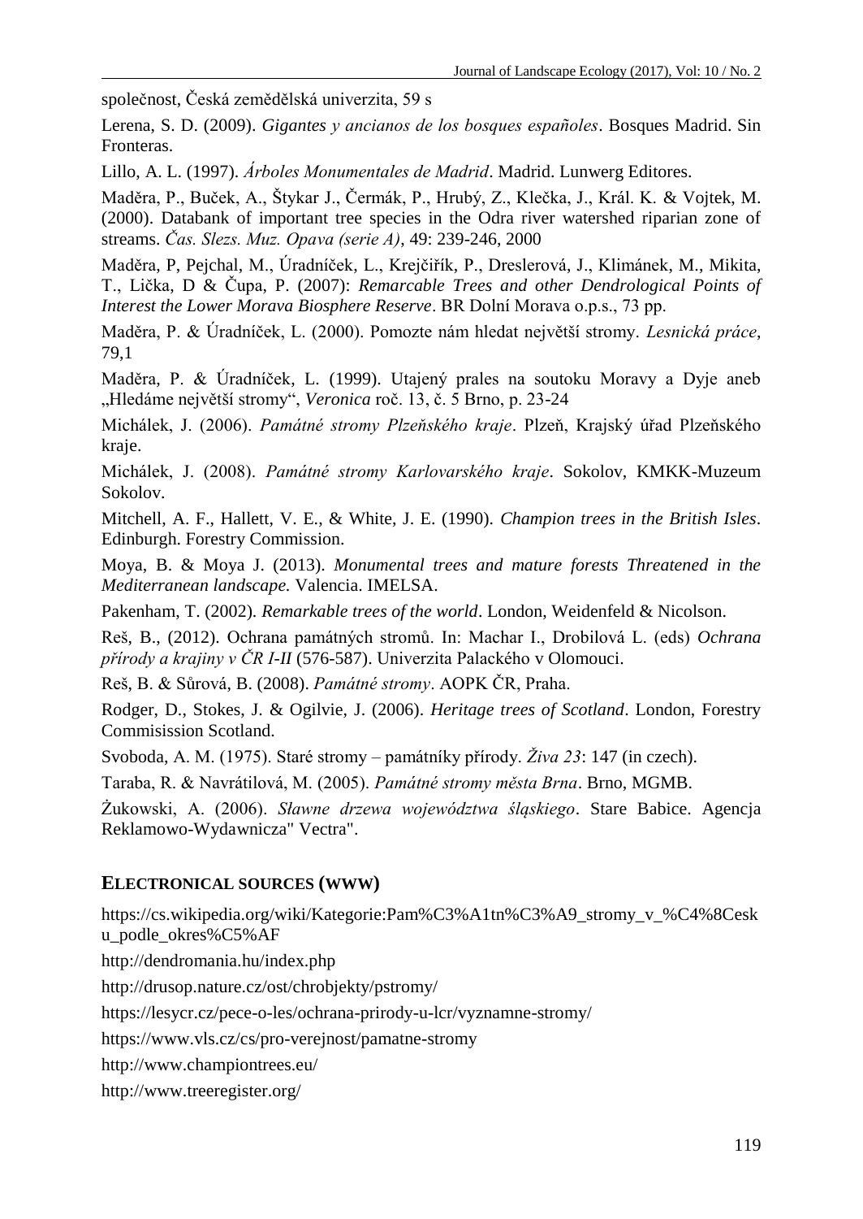společnost, Česká zemědělská univerzita, 59 s

Lerena, S. D. (2009). *Gigantes y ancianos de los bosques españoles*. Bosques Madrid. Sin Fronteras.

Lillo, A. L. (1997). *Árboles Monumentales de Madrid*. Madrid. Lunwerg Editores.

Maděra, P., Buček, A., Štykar J., Čermák, P., Hrubý, Z., Klečka, J., Král. K. & Vojtek, M. (2000). Databank of important tree species in the Odra river watershed riparian zone of streams. *Čas. Slezs. Muz. Opava (serie A)*, 49: 239-246, 2000

Maděra, P, Pejchal, M., Úradníček, L., Krejčiřík, P., Dreslerová, J., Klimánek, M., Mikita, T., Lička, D & Čupa, P. (2007): *Remarcable Trees and other Dendrological Points of Interest the Lower Morava Biosphere Reserve*. BR Dolní Morava o.p.s., 73 pp.

Maděra, P. & Úradníček, L. (2000). Pomozte nám hledat největší stromy. *Lesnická práce*, 79,1

Maděra, P. & Úradníček, L. (1999). Utajený prales na soutoku Moravy a Dyje aneb „Hledáme největší stromy", *Veronica* roč. 13, č. 5 Brno, p. 23-24

Michálek, J. (2006). *Památné stromy Plzeňského kraje*. Plzeň, Krajský úřad Plzeňského kraje.

Michálek, J. (2008). *Památné stromy Karlovarského kraje*. Sokolov, KMKK-Muzeum Sokolov.

Mitchell, A. F., Hallett, V. E., & White, J. E. (1990). *Champion trees in the British Isles*. Edinburgh. Forestry Commission.

Moya, B. & Moya J. (2013). *Monumental trees and mature forests Threatened in the Mediterranean landscape.* Valencia. IMELSA.

Pakenham, T. (2002). *Remarkable trees of the world*. London, Weidenfeld & Nicolson.

Reš, B., (2012). Ochrana památných stromů. In: Machar I., Drobilová L. (eds) *Ochrana přírody a krajiny v ČR I-II* (576-587). Univerzita Palackého v Olomouci.

Reš, B. & Sůrová, B. (2008). *Památné stromy*. AOPK ČR, Praha.

Rodger, D., Stokes, J. & Ogilvie, J. (2006). *Heritage trees of Scotland*. London, Forestry Commisission Scotland.

Svoboda, A. M. (1975). Staré stromy – památníky přírody. *Živa 23*: 147 (in czech).

Taraba, R. & Navrátilová, M. (2005). *Památné stromy města Brna*. Brno, MGMB.

Żukowski, A. (2006). *Sławne drzewa województwa śląskiego*. Stare Babice. Agencja Reklamowo-Wydawnicza" Vectra".

## ELECTRONICAL SOURCES (WWW)

https://cs.wikipedia.org/wiki/Kategorie:Pam%C3%A1tn%C3%A9_stromy_v_%C4%8Cesku_podle_okres%C5%AF

http://dendromania.hu/index.php

http://drusop.nature.cz/ost/chrobjekty/pstromy/

https://lesycr.cz/pece-o-les/ochrana-prirody-u-lcr/vyznamne-stromy/

https://www.vls.cz/cs/pro-verejnost/pamatne-stromy

http://www.championtrees.eu/

http://www.treeregister.org/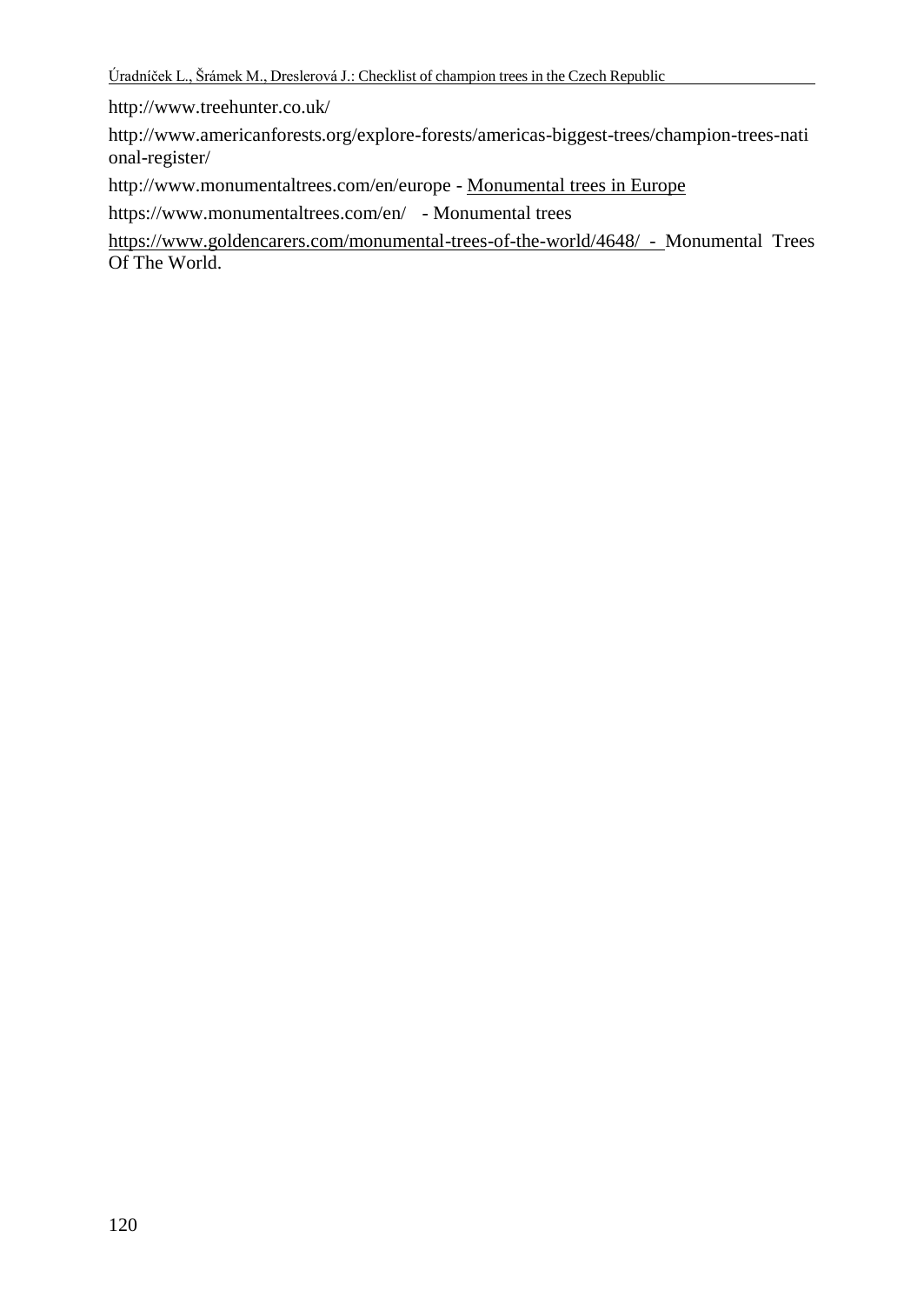http://www.treehunter.co.uk/

http://www.americanforests.org/explore-forests/americas-biggest-trees/champion-trees-national-register/

http://www.monumentaltrees.com/en/europe - Monumental trees in Europe

https://www.monumentaltrees.com/en/ - Monumental trees

https://www.goldencarers.com/monumental-trees-of-the-world/4648/ - Monumental Trees Of The World.